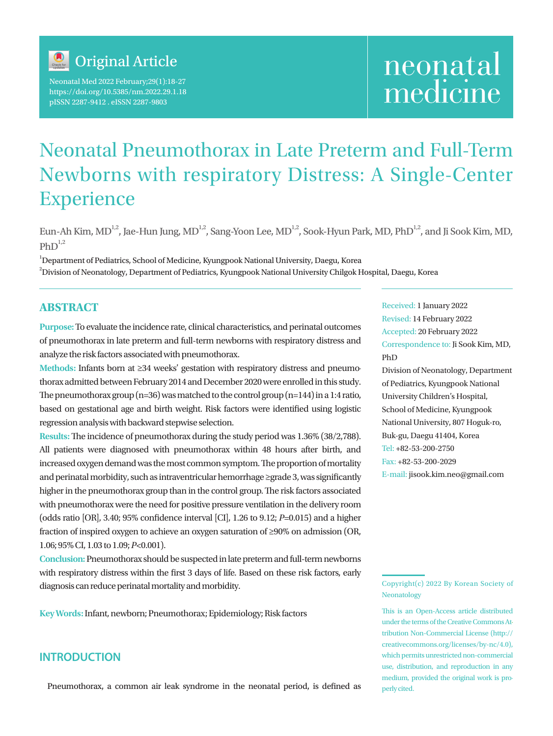Original Article

# Neonatal Pneumothorax in Late Preterm and Full-Term Newborns with respiratory Distress: A Single-Center Experience

Eun-Ah Kim, MD[1,2], Jae-Hun Jung, MD[1,2], Sang-Yoon Lee, MD[1,2], Sook-Hyun Park, MD, PhD[1,2], and Ji Sook Kim, MD, PhD[1,2]

[1]Department of Pediatrics, School of Medicine, Kyungpook National University, Daegu, Korea
[2]Division of Neonatology, Department of Pediatrics, Kyungpook National University Chilgok Hospital, Daegu, Korea

Received: 1 January 2022
Revised: 14 February 2022
Accepted: 20 February 2022
Correspondence to: Ji Sook Kim, MD, PhD
Division of Neonatology, Department of Pediatrics, Kyungpook National University Children's Hospital, School of Medicine, Kyungpook National University, 807 Hoguk-ro, Buk-gu, Daegu 41404, Korea
Tel: +82-53-200-2750
Fax: +82-53-200-2029
E-mail: jisook.kim.neo@gmail.com

## ABSTRACT

**Purpose:** To evaluate the incidence rate, clinical characteristics, and perinatal outcomes of pneumothorax in late preterm and full-term newborns with respiratory distress and analyze the risk factors associated with pneumothorax.

**Methods:** Infants born at ≥34 weeks' gestation with respiratory distress and pneumothorax admitted between February 2014 and December 2020 were enrolled in this study. The pneumothorax group (n=36) was matched to the control group (n=144) in a 1:4 ratio, based on gestational age and birth weight. Risk factors were identified using logistic regression analysis with backward stepwise selection.

**Results:** The incidence of pneumothorax during the study period was 1.36% (38/2,788). All patients were diagnosed with pneumothorax within 48 hours after birth, and increased oxygen demand was the most common symptom. The proportion of mortality and perinatal morbidity, such as intraventricular hemorrhage ≥grade 3, was significantly higher in the pneumothorax group than in the control group. The risk factors associated with pneumothorax were the need for positive pressure ventilation in the delivery room (odds ratio [OR], 3.40; 95% confidence interval [CI], 1.26 to 9.12; *P*=0.015) and a higher fraction of inspired oxygen to achieve an oxygen saturation of ≥90% on admission (OR, 1.06; 95% CI, 1.03 to 1.09; *P*<0.001).

**Conclusion:** Pneumothorax should be suspected in late preterm and full-term newborns with respiratory distress within the first 3 days of life. Based on these risk factors, early diagnosis can reduce perinatal mortality and morbidity.

**Key Words:** Infant, newborn; Pneumothorax; Epidemiology; Risk factors

Copyright(c) 2022 By Korean Society of Neonatology

This is an Open-Access article distributed under the terms of the Creative Commons Attribution Non-Commercial License (http://creativecommons.org/licenses/by-nc/4.0), which permits unrestricted non-commercial use, distribution, and reproduction in any medium, provided the original work is properly cited.

## INTRODUCTION

Pneumothorax, a common air leak syndrome in the neonatal period, is defined as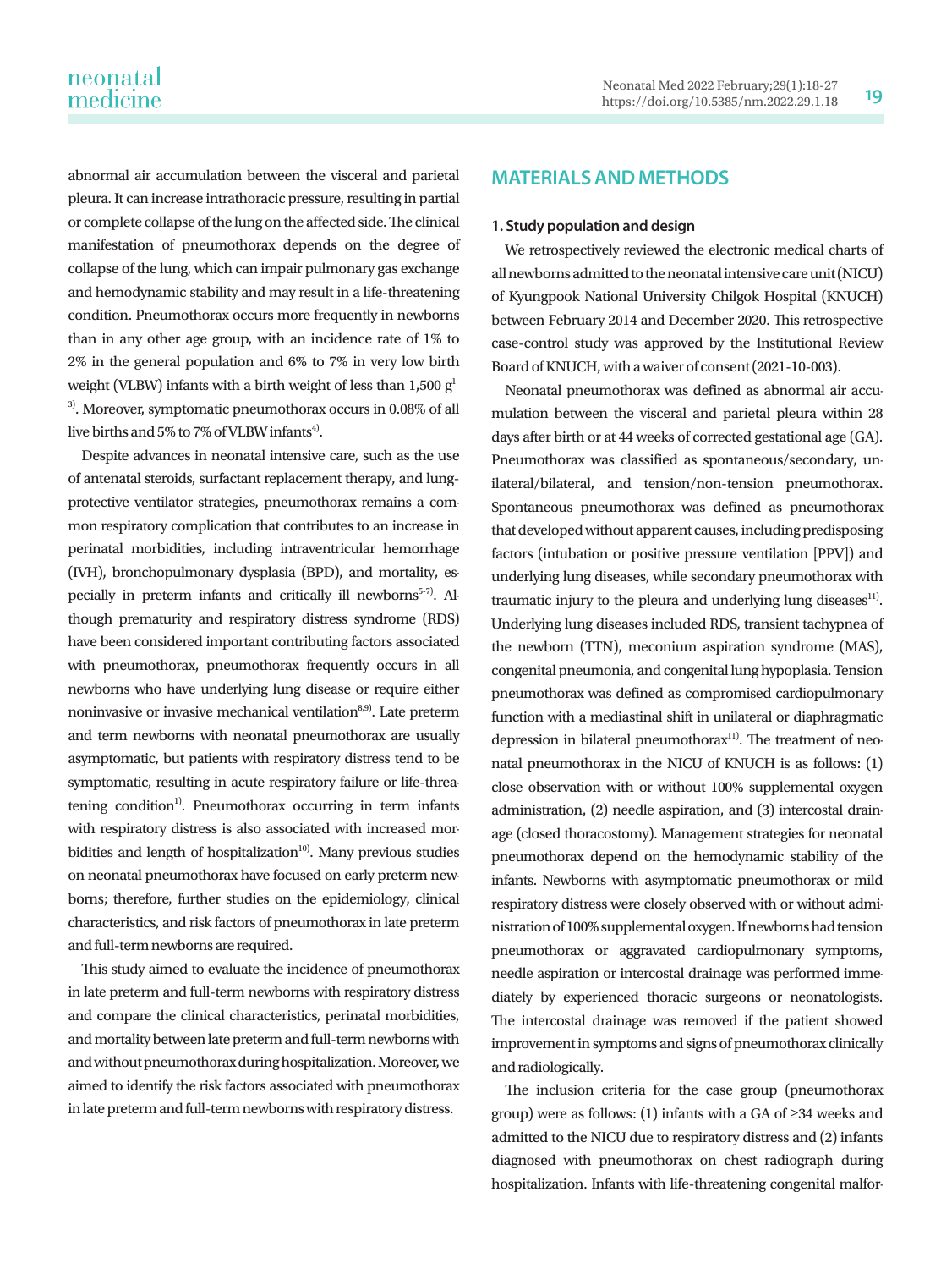abnormal air accumulation between the visceral and parietal pleura. It can increase intrathoracic pressure, resulting in partial or complete collapse of the lung on the affected side. The clinical manifestation of pneumothorax depends on the degree of collapse of the lung, which can impair pulmonary gas exchange and hemodynamic stability and may result in a life-threatening condition. Pneumothorax occurs more frequently in newborns than in any other age group, with an incidence rate of 1% to 2% in the general population and 6% to 7% in very low birth weight (VLBW) infants with a birth weight of less than 1,500 g[1-3]. Moreover, symptomatic pneumothorax occurs in 0.08% of all live births and 5% to 7% of VLBW infants[4].

Despite advances in neonatal intensive care, such as the use of antenatal steroids, surfactant replacement therapy, and lung-protective ventilator strategies, pneumothorax remains a common respiratory complication that contributes to an increase in perinatal morbidities, including intraventricular hemorrhage (IVH), bronchopulmonary dysplasia (BPD), and mortality, especially in preterm infants and critically ill newborns[5-7]. Although prematurity and respiratory distress syndrome (RDS) have been considered important contributing factors associated with pneumothorax, pneumothorax frequently occurs in all newborns who have underlying lung disease or require either noninvasive or invasive mechanical ventilation[8,9]. Late preterm and term newborns with neonatal pneumothorax are usually asymptomatic, but patients with respiratory distress tend to be symptomatic, resulting in acute respiratory failure or life-threatening condition[1]. Pneumothorax occurring in term infants with respiratory distress is also associated with increased morbidities and length of hospitalization[10]. Many previous studies on neonatal pneumothorax have focused on early preterm newborns; therefore, further studies on the epidemiology, clinical characteristics, and risk factors of pneumothorax in late preterm and full-term newborns are required.

This study aimed to evaluate the incidence of pneumothorax in late preterm and full-term newborns with respiratory distress and compare the clinical characteristics, perinatal morbidities, and mortality between late preterm and full-term newborns with and without pneumothorax during hospitalization. Moreover, we aimed to identify the risk factors associated with pneumothorax in late preterm and full-term newborns with respiratory distress.

## MATERIALS AND METHODS

### 1. Study population and design

We retrospectively reviewed the electronic medical charts of all newborns admitted to the neonatal intensive care unit (NICU) of Kyungpook National University Chilgok Hospital (KNUCH) between February 2014 and December 2020. This retrospective case-control study was approved by the Institutional Review Board of KNUCH, with a waiver of consent (2021-10-003).

Neonatal pneumothorax was defined as abnormal air accumulation between the visceral and parietal pleura within 28 days after birth or at 44 weeks of corrected gestational age (GA). Pneumothorax was classified as spontaneous/secondary, unilateral/bilateral, and tension/non-tension pneumothorax. Spontaneous pneumothorax was defined as pneumothorax that developed without apparent causes, including predisposing factors (intubation or positive pressure ventilation [PPV]) and underlying lung diseases, while secondary pneumothorax with traumatic injury to the pleura and underlying lung diseases[11]. Underlying lung diseases included RDS, transient tachypnea of the newborn (TTN), meconium aspiration syndrome (MAS), congenital pneumonia, and congenital lung hypoplasia. Tension pneumothorax was defined as compromised cardiopulmonary function with a mediastinal shift in unilateral or diaphragmatic depression in bilateral pneumothorax[11]. The treatment of neonatal pneumothorax in the NICU of KNUCH is as follows: (1) close observation with or without 100% supplemental oxygen administration, (2) needle aspiration, and (3) intercostal drainage (closed thoracostomy). Management strategies for neonatal pneumothorax depend on the hemodynamic stability of the infants. Newborns with asymptomatic pneumothorax or mild respiratory distress were closely observed with or without administration of 100% supplemental oxygen. If newborns had tension pneumothorax or aggravated cardiopulmonary symptoms, needle aspiration or intercostal drainage was performed immediately by experienced thoracic surgeons or neonatologists. The intercostal drainage was removed if the patient showed improvement in symptoms and signs of pneumothorax clinically and radiologically.

The inclusion criteria for the case group (pneumothorax group) were as follows: (1) infants with a GA of ≥34 weeks and admitted to the NICU due to respiratory distress and (2) infants diagnosed with pneumothorax on chest radiograph during hospitalization. Infants with life-threatening congenital malfor-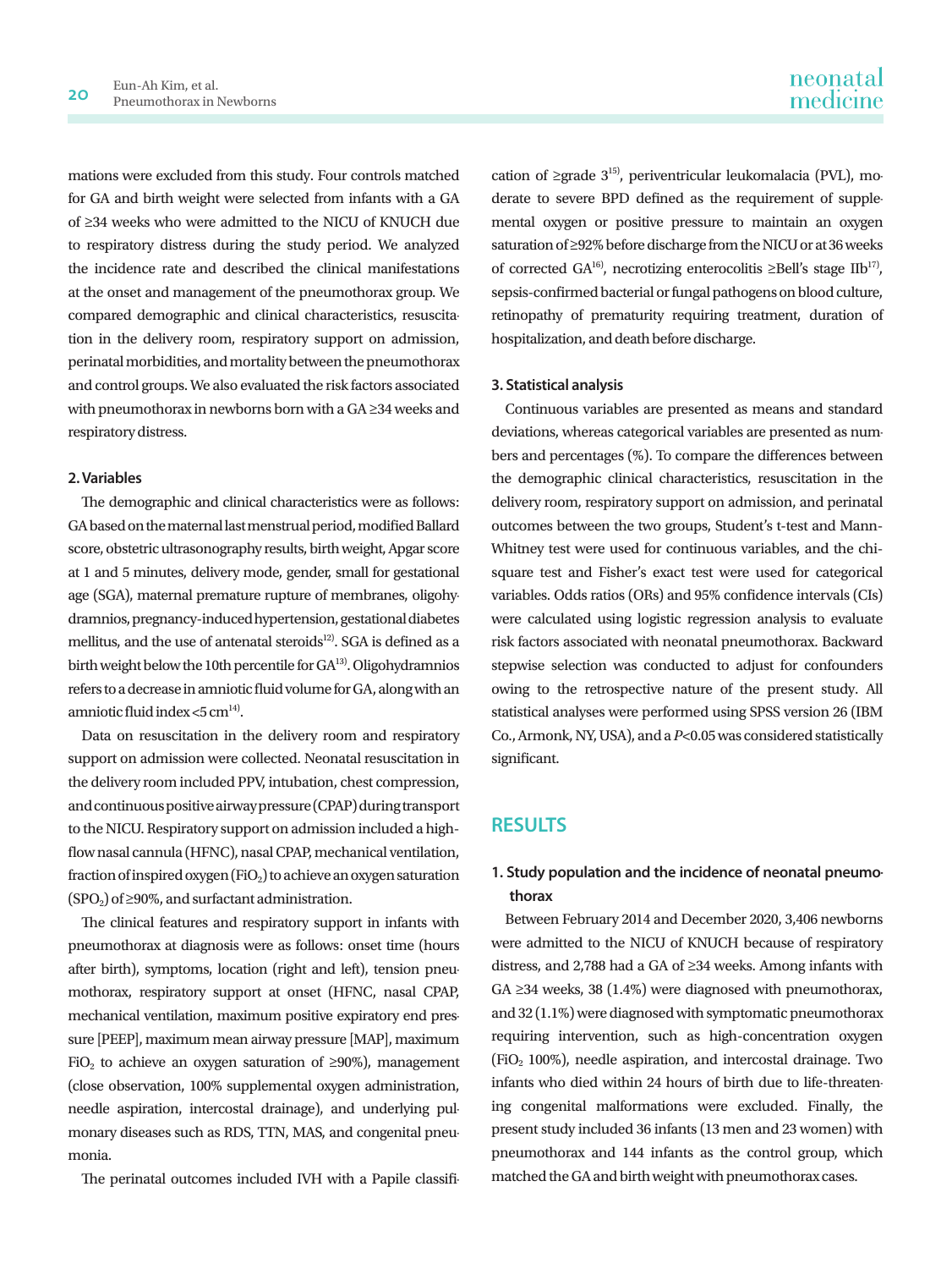mations were excluded from this study. Four controls matched for GA and birth weight were selected from infants with a GA of ≥34 weeks who were admitted to the NICU of KNUCH due to respiratory distress during the study period. We analyzed the incidence rate and described the clinical manifestations at the onset and management of the pneumothorax group. We compared demographic and clinical characteristics, resuscitation in the delivery room, respiratory support on admission, perinatal morbidities, and mortality between the pneumothorax and control groups. We also evaluated the risk factors associated with pneumothorax in newborns born with a GA ≥34 weeks and respiratory distress.

### 2. Variables

The demographic and clinical characteristics were as follows: GA based on the maternal last menstrual period, modified Ballard score, obstetric ultrasonography results, birth weight, Apgar score at 1 and 5 minutes, delivery mode, gender, small for gestational age (SGA), maternal premature rupture of membranes, oligohydramnios, pregnancy-induced hypertension, gestational diabetes mellitus, and the use of antenatal steroids[12]. SGA is defined as a birth weight below the 10th percentile for GA[13]. Oligohydramnios refers to a decrease in amniotic fluid volume for GA, along with an amniotic fluid index <5 cm[14].

Data on resuscitation in the delivery room and respiratory support on admission were collected. Neonatal resuscitation in the delivery room included PPV, intubation, chest compression, and continuous positive airway pressure (CPAP) during transport to the NICU. Respiratory support on admission included a high-flow nasal cannula (HFNC), nasal CPAP, mechanical ventilation, fraction of inspired oxygen ($FiO_2$) to achieve an oxygen saturation ($SPO_2$) of ≥90%, and surfactant administration.

The clinical features and respiratory support in infants with pneumothorax at diagnosis were as follows: onset time (hours after birth), symptoms, location (right and left), tension pneumothorax, respiratory support at onset (HFNC, nasal CPAP, mechanical ventilation, maximum positive expiratory end pressure [PEEP], maximum mean airway pressure [MAP], maximum $FiO_2$ to achieve an oxygen saturation of ≥90%), management (close observation, 100% supplemental oxygen administration, needle aspiration, intercostal drainage), and underlying pulmonary diseases such as RDS, TTN, MAS, and congenital pneumonia.

The perinatal outcomes included IVH with a Papile classification of ≥grade 3[15], periventricular leukomalacia (PVL), moderate to severe BPD defined as the requirement of supplemental oxygen or positive pressure to maintain an oxygen saturation of ≥92% before discharge from the NICU or at 36 weeks of corrected GA[16], necrotizing enterocolitis ≥Bell's stage IIb[17], sepsis-confirmed bacterial or fungal pathogens on blood culture, retinopathy of prematurity requiring treatment, duration of hospitalization, and death before discharge.

### 3. Statistical analysis

Continuous variables are presented as means and standard deviations, whereas categorical variables are presented as numbers and percentages (%). To compare the differences between the demographic clinical characteristics, resuscitation in the delivery room, respiratory support on admission, and perinatal outcomes between the two groups, Student's t-test and Mann-Whitney test were used for continuous variables, and the chi-square test and Fisher's exact test were used for categorical variables. Odds ratios (ORs) and 95% confidence intervals (CIs) were calculated using logistic regression analysis to evaluate risk factors associated with neonatal pneumothorax. Backward stepwise selection was conducted to adjust for confounders owing to the retrospective nature of the present study. All statistical analyses were performed using SPSS version 26 (IBM Co., Armonk, NY, USA), and a $P<0.05$ was considered statistically significant.

## RESULTS

### 1. Study population and the incidence of neonatal pneumothorax

Between February 2014 and December 2020, 3,406 newborns were admitted to the NICU of KNUCH because of respiratory distress, and 2,788 had a GA of ≥34 weeks. Among infants with GA ≥34 weeks, 38 (1.4%) were diagnosed with pneumothorax, and 32 (1.1%) were diagnosed with symptomatic pneumothorax requiring intervention, such as high-concentration oxygen ($FiO_2$ 100%), needle aspiration, and intercostal drainage. Two infants who died within 24 hours of birth due to life-threatening congenital malformations were excluded. Finally, the present study included 36 infants (13 men and 23 women) with pneumothorax and 144 infants as the control group, which matched the GA and birth weight with pneumothorax cases.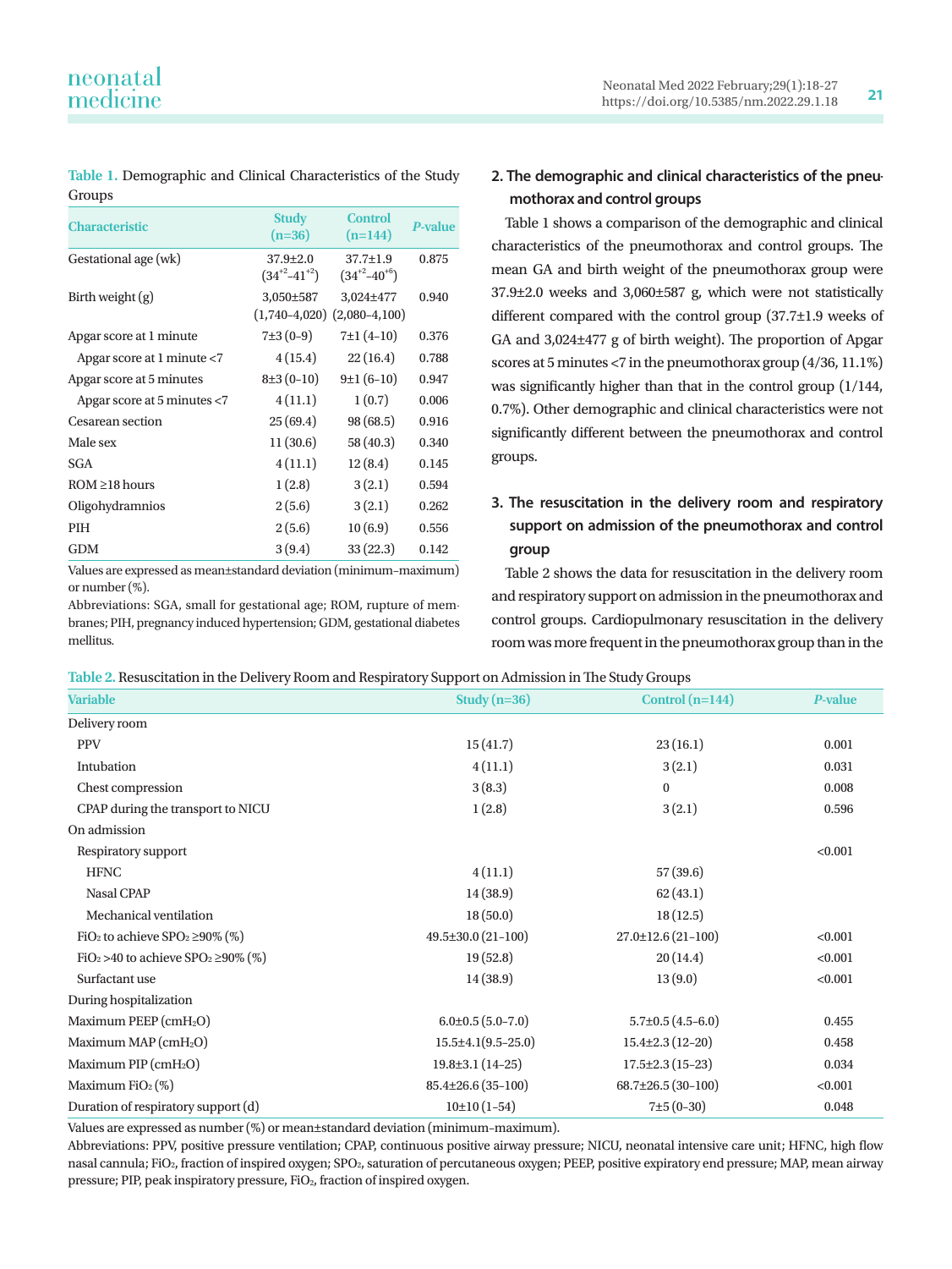**Table 1.** Demographic and Clinical Characteristics of the Study Groups

| Characteristic | Study (n=36) | Control (n=144) | *P*-value |
|---|---|---|---|
| Gestational age (wk) | 37.9±2.0 ($34^{+2}$–$41^{+2}$) | 37.7±1.9 ($34^{+2}$–$40^{+6}$) | 0.875 |
| Birth weight (g) | 3,050±587 (1,740–4,020) | 3,024±477 (2,080–4,100) | 0.940 |
| Apgar score at 1 minute | 7±3 (0–9) | 7±1 (4–10) | 0.376 |
| Apgar score at 1 minute <7 | 4 (15.4) | 22 (16.4) | 0.788 |
| Apgar score at 5 minutes | 8±3 (0–10) | 9±1 (6–10) | 0.947 |
| Apgar score at 5 minutes <7 | 4 (11.1) | 1 (0.7) | 0.006 |
| Cesarean section | 25 (69.4) | 98 (68.5) | 0.916 |
| Male sex | 11 (30.6) | 58 (40.3) | 0.340 |
| SGA | 4 (11.1) | 12 (8.4) | 0.145 |
| ROM ≥18 hours | 1 (2.8) | 3 (2.1) | 0.594 |
| Oligohydramnios | 2 (5.6) | 3 (2.1) | 0.262 |
| PIH | 2 (5.6) | 10 (6.9) | 0.556 |
| GDM | 3 (9.4) | 33 (22.3) | 0.142 |

Values are expressed as mean±standard deviation (minimum–maximum) or number (%).

Abbreviations: SGA, small for gestational age; ROM, rupture of membranes; PIH, pregnancy induced hypertension; GDM, gestational diabetes mellitus.

## 2. The demographic and clinical characteristics of the pneumothorax and control groups

Table 1 shows a comparison of the demographic and clinical characteristics of the pneumothorax and control groups. The mean GA and birth weight of the pneumothorax group were 37.9±2.0 weeks and 3,060±587 g, which were not statistically different compared with the control group (37.7±1.9 weeks of GA and 3,024±477 g of birth weight). The proportion of Apgar scores at 5 minutes <7 in the pneumothorax group (4/36, 11.1%) was significantly higher than that in the control group (1/144, 0.7%). Other demographic and clinical characteristics were not significantly different between the pneumothorax and control groups.

## 3. The resuscitation in the delivery room and respiratory support on admission of the pneumothorax and control group

Table 2 shows the data for resuscitation in the delivery room and respiratory support on admission in the pneumothorax and control groups. Cardiopulmonary resuscitation in the delivery room was more frequent in the pneumothorax group than in the

**Table 2.** Resuscitation in the Delivery Room and Respiratory Support on Admission in The Study Groups

| Variable | Study (n=36) | Control (n=144) | *P*-value |
|---|---|---|---|
| Delivery room | | | |
| PPV | 15 (41.7) | 23 (16.1) | 0.001 |
| Intubation | 4 (11.1) | 3 (2.1) | 0.031 |
| Chest compression | 3 (8.3) | 0 | 0.008 |
| CPAP during the transport to NICU | 1 (2.8) | 3 (2.1) | 0.596 |
| On admission | | | |
| Respiratory support | | | <0.001 |
| HFNC | 4 (11.1) | 57 (39.6) | |
| Nasal CPAP | 14 (38.9) | 62 (43.1) | |
| Mechanical ventilation | 18 (50.0) | 18 (12.5) | |
| $FiO_2$ to achieve $SPO_2$ ≥90% (%) | 49.5±30.0 (21–100) | 27.0±12.6 (21–100) | <0.001 |
| $FiO_2$ >40 to achieve $SPO_2$ ≥90% (%) | 19 (52.8) | 20 (14.4) | <0.001 |
| Surfactant use | 14 (38.9) | 13 (9.0) | <0.001 |
| During hospitalization | | | |
| Maximum PEEP ($cmH_2O$) | 6.0±0.5 (5.0–7.0) | 5.7±0.5 (4.5–6.0) | 0.455 |
| Maximum MAP ($cmH_2O$) | 15.5±4.1(9.5–25.0) | 15.4±2.3 (12–20) | 0.458 |
| Maximum PIP ($cmH_2O$) | 19.8±3.1 (14–25) | 17.5±2.3 (15–23) | 0.034 |
| Maximum $FiO_2$ (%) | 85.4±26.6 (35–100) | 68.7±26.5 (30–100) | <0.001 |
| Duration of respiratory support (d) | 10±10 (1–54) | 7±5 (0–30) | 0.048 |

Values are expressed as number (%) or mean±standard deviation (minimum–maximum).

Abbreviations: PPV, positive pressure ventilation; CPAP, continuous positive airway pressure; NICU, neonatal intensive care unit; HFNC, high flow nasal cannula; $FiO_2$, fraction of inspired oxygen; $SPO_2$, saturation of percutaneous oxygen; PEEP, positive expiratory end pressure; MAP, mean airway pressure; PIP, peak inspiratory pressure, $FiO_2$, fraction of inspired oxygen.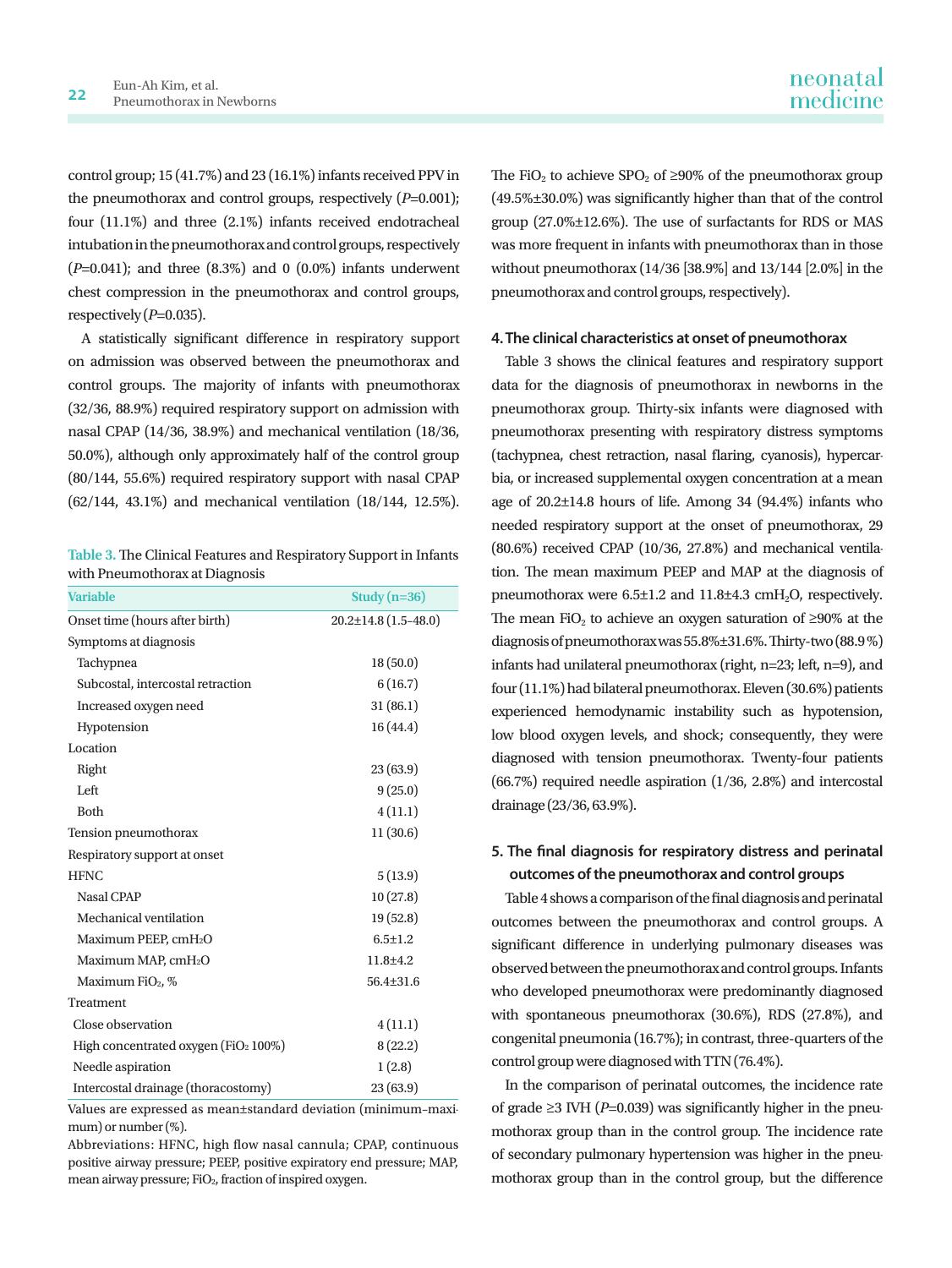control group; 15 (41.7%) and 23 (16.1%) infants received PPV in the pneumothorax and control groups, respectively (*P*=0.001); four (11.1%) and three (2.1%) infants received endotracheal intubation in the pneumothorax and control groups, respectively (*P*=0.041); and three (8.3%) and 0 (0.0%) infants underwent chest compression in the pneumothorax and control groups, respectively (*P*=0.035).

A statistically significant difference in respiratory support on admission was observed between the pneumothorax and control groups. The majority of infants with pneumothorax (32/36, 88.9%) required respiratory support on admission with nasal CPAP (14/36, 38.9%) and mechanical ventilation (18/36, 50.0%), although only approximately half of the control group (80/144, 55.6%) required respiratory support with nasal CPAP (62/144, 43.1%) and mechanical ventilation (18/144, 12.5%).

**Table 3.** The Clinical Features and Respiratory Support in Infants with Pneumothorax at Diagnosis

| Variable | Study (n=36) |
|---|---|
| Onset time (hours after birth) | 20.2±14.8 (1.5–48.0) |
| Symptoms at diagnosis | |
| Tachypnea | 18 (50.0) |
| Subcostal, intercostal retraction | 6 (16.7) |
| Increased oxygen need | 31 (86.1) |
| Hypotension | 16 (44.4) |
| Location | |
| Right | 23 (63.9) |
| Left | 9 (25.0) |
| Both | 4 (11.1) |
| Tension pneumothorax | 11 (30.6) |
| Respiratory support at onset | |
| HFNC | 5 (13.9) |
| Nasal CPAP | 10 (27.8) |
| Mechanical ventilation | 19 (52.8) |
| Maximum PEEP, $cmH_2O$ | 6.5±1.2 |
| Maximum MAP, $cmH_2O$ | 11.8±4.2 |
| Maximum $FiO_2$, % | 56.4±31.6 |
| Treatment | |
| Close observation | 4 (11.1) |
| High concentrated oxygen ($FiO_2$ 100%) | 8 (22.2) |
| Needle aspiration | 1 (2.8) |
| Intercostal drainage (thoracostomy) | 23 (63.9) |

Values are expressed as mean±standard deviation (minimum–maximum) or number (%).
Abbreviations: HFNC, high flow nasal cannula; CPAP, continuous positive airway pressure; PEEP, positive expiratory end pressure; MAP, mean airway pressure; $FiO_2$, fraction of inspired oxygen.

The $FiO_2$ to achieve $SPO_2$ of ≥90% of the pneumothorax group (49.5%±30.0%) was significantly higher than that of the control group (27.0%±12.6%). The use of surfactants for RDS or MAS was more frequent in infants with pneumothorax than in those without pneumothorax (14/36 [38.9%] and 13/144 [2.0%] in the pneumothorax and control groups, respectively).

### 4. The clinical characteristics at onset of pneumothorax

Table 3 shows the clinical features and respiratory support data for the diagnosis of pneumothorax in newborns in the pneumothorax group. Thirty-six infants were diagnosed with pneumothorax presenting with respiratory distress symptoms (tachypnea, chest retraction, nasal flaring, cyanosis), hypercarbia, or increased supplemental oxygen concentration at a mean age of 20.2±14.8 hours of life. Among 34 (94.4%) infants who needed respiratory support at the onset of pneumothorax, 29 (80.6%) received CPAP (10/36, 27.8%) and mechanical ventilation. The mean maximum PEEP and MAP at the diagnosis of pneumothorax were 6.5±1.2 and 11.8±4.3 $cmH_2O$, respectively. The mean $FiO_2$ to achieve an oxygen saturation of ≥90% at the diagnosis of pneumothorax was 55.8%±31.6%. Thirty-two (88.9%) infants had unilateral pneumothorax (right, n=23; left, n=9), and four (11.1%) had bilateral pneumothorax. Eleven (30.6%) patients experienced hemodynamic instability such as hypotension, low blood oxygen levels, and shock; consequently, they were diagnosed with tension pneumothorax. Twenty-four patients (66.7%) required needle aspiration (1/36, 2.8%) and intercostal drainage (23/36, 63.9%).

### 5. The final diagnosis for respiratory distress and perinatal outcomes of the pneumothorax and control groups

Table 4 shows a comparison of the final diagnosis and perinatal outcomes between the pneumothorax and control groups. A significant difference in underlying pulmonary diseases was observed between the pneumothorax and control groups. Infants who developed pneumothorax were predominantly diagnosed with spontaneous pneumothorax (30.6%), RDS (27.8%), and congenital pneumonia (16.7%); in contrast, three-quarters of the control group were diagnosed with TTN (76.4%).

In the comparison of perinatal outcomes, the incidence rate of grade ≥3 IVH (*P*=0.039) was significantly higher in the pneumothorax group than in the control group. The incidence rate of secondary pulmonary hypertension was higher in the pneumothorax group than in the control group, but the difference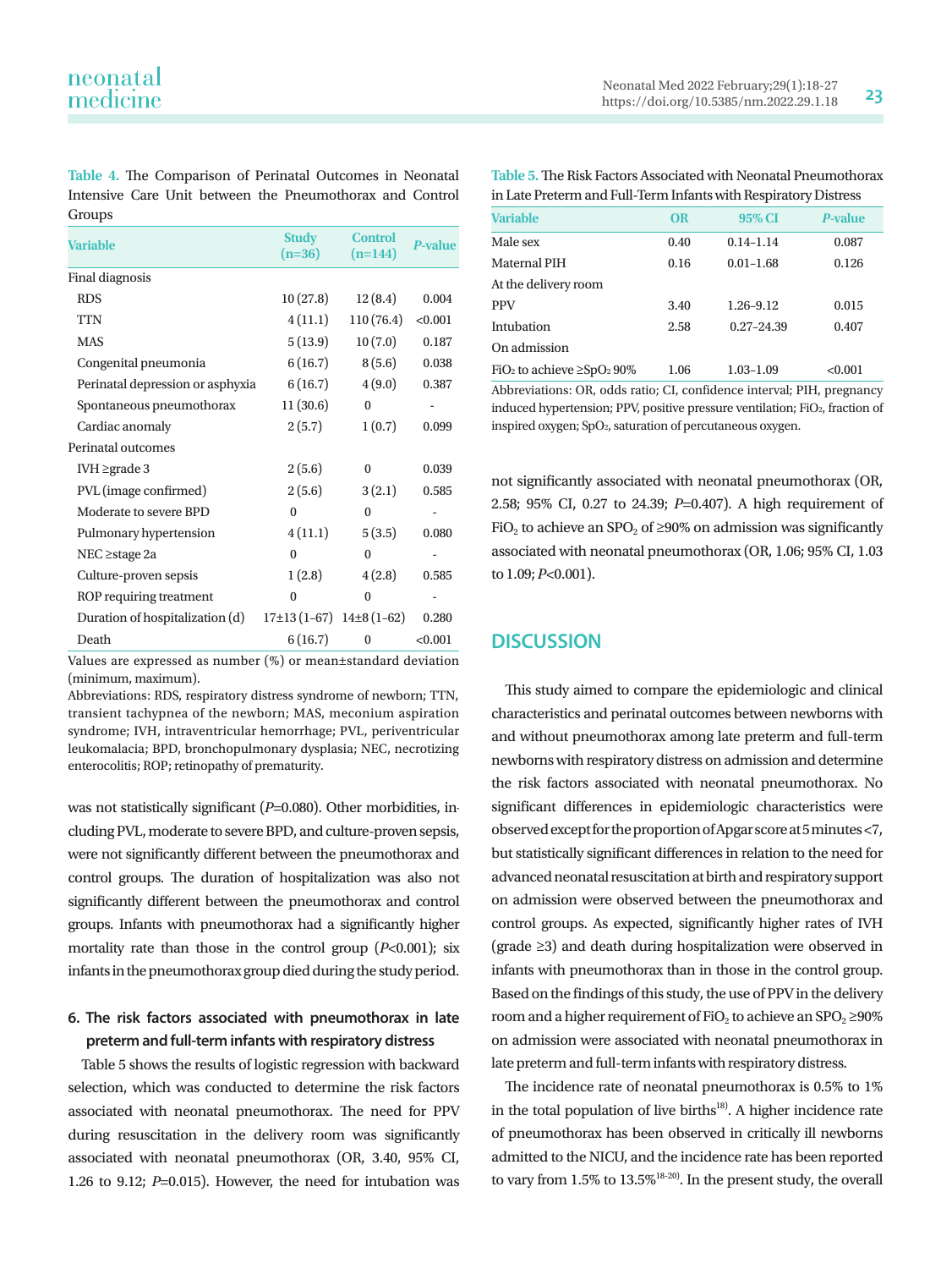**Table 4.** The Comparison of Perinatal Outcomes in Neonatal Intensive Care Unit between the Pneumothorax and Control Groups

| Variable | Study (n=36) | Control (n=144) | *P*-value |
|---|---|---|---|
| Final diagnosis | | | |
| RDS | 10 (27.8) | 12 (8.4) | 0.004 |
| TTN | 4 (11.1) | 110 (76.4) | <0.001 |
| MAS | 5 (13.9) | 10 (7.0) | 0.187 |
| Congenital pneumonia | 6 (16.7) | 8 (5.6) | 0.038 |
| Perinatal depression or asphyxia | 6 (16.7) | 4 (9.0) | 0.387 |
| Spontaneous pneumothorax | 11 (30.6) | 0 | - |
| Cardiac anomaly | 2 (5.7) | 1 (0.7) | 0.099 |
| Perinatal outcomes | | | |
| IVH ≥grade 3 | 2 (5.6) | 0 | 0.039 |
| PVL (image confirmed) | 2 (5.6) | 3 (2.1) | 0.585 |
| Moderate to severe BPD | 0 | 0 | - |
| Pulmonary hypertension | 4 (11.1) | 5 (3.5) | 0.080 |
| NEC ≥stage 2a | 0 | 0 | - |
| Culture-proven sepsis | 1 (2.8) | 4 (2.8) | 0.585 |
| ROP requiring treatment | 0 | 0 | - |
| Duration of hospitalization (d) | 17±13 (1–67) | 14±8 (1–62) | 0.280 |
| Death | 6 (16.7) | 0 | <0.001 |

Values are expressed as number (%) or mean±standard deviation (minimum, maximum).
Abbreviations: RDS, respiratory distress syndrome of newborn; TTN, transient tachypnea of the newborn; MAS, meconium aspiration syndrome; IVH, intraventricular hemorrhage; PVL, periventricular leukomalacia; BPD, bronchopulmonary dysplasia; NEC, necrotizing enterocolitis; ROP; retinopathy of prematurity.

was not statistically significant (*P*=0.080). Other morbidities, including PVL, moderate to severe BPD, and culture-proven sepsis, were not significantly different between the pneumothorax and control groups. The duration of hospitalization was also not significantly different between the pneumothorax and control groups. Infants with pneumothorax had a significantly higher mortality rate than those in the control group (*P*<0.001); six infants in the pneumothorax group died during the study period.

### 6. The risk factors associated with pneumothorax in late preterm and full-term infants with respiratory distress

Table 5 shows the results of logistic regression with backward selection, which was conducted to determine the risk factors associated with neonatal pneumothorax. The need for PPV during resuscitation in the delivery room was significantly associated with neonatal pneumothorax (OR, 3.40, 95% CI, 1.26 to 9.12; *P*=0.015). However, the need for intubation was not significantly associated with neonatal pneumothorax (OR, 2.58; 95% CI, 0.27 to 24.39; *P*=0.407). A high requirement of $FiO_2$ to achieve an $SPO_2$ of ≥90% on admission was significantly associated with neonatal pneumothorax (OR, 1.06; 95% CI, 1.03 to 1.09; *P*<0.001).

**Table 5.** The Risk Factors Associated with Neonatal Pneumothorax in Late Preterm and Full-Term Infants with Respiratory Distress

| Variable | OR | 95% CI | *P*-value |
|---|---|---|---|
| Male sex | 0.40 | 0.14–1.14 | 0.087 |
| Maternal PIH | 0.16 | 0.01–1.68 | 0.126 |
| At the delivery room | | | |
| PPV | 3.40 | 1.26–9.12 | 0.015 |
| Intubation | 2.58 | 0.27–24.39 | 0.407 |
| On admission | | | |
| $FiO_2$ to achieve ≥$SpO_2$ 90% | 1.06 | 1.03–1.09 | <0.001 |

Abbreviations: OR, odds ratio; CI, confidence interval; PIH, pregnancy induced hypertension; PPV, positive pressure ventilation; $FiO_2$, fraction of inspired oxygen; $SpO_2$, saturation of percutaneous oxygen.

## DISCUSSION

This study aimed to compare the epidemiologic and clinical characteristics and perinatal outcomes between newborns with and without pneumothorax among late preterm and full-term newborns with respiratory distress on admission and determine the risk factors associated with neonatal pneumothorax. No significant differences in epidemiologic characteristics were observed except for the proportion of Apgar score at 5 minutes <7, but statistically significant differences in relation to the need for advanced neonatal resuscitation at birth and respiratory support on admission were observed between the pneumothorax and control groups. As expected, significantly higher rates of IVH (grade ≥3) and death during hospitalization were observed in infants with pneumothorax than in those in the control group. Based on the findings of this study, the use of PPV in the delivery room and a higher requirement of $FiO_2$ to achieve an $SPO_2$ ≥90% on admission were associated with neonatal pneumothorax in late preterm and full-term infants with respiratory distress.

The incidence rate of neonatal pneumothorax is 0.5% to 1% in the total population of live births[18]. A higher incidence rate of pneumothorax has been observed in critically ill newborns admitted to the NICU, and the incidence rate has been reported to vary from 1.5% to 13.5%[18-20]. In the present study, the overall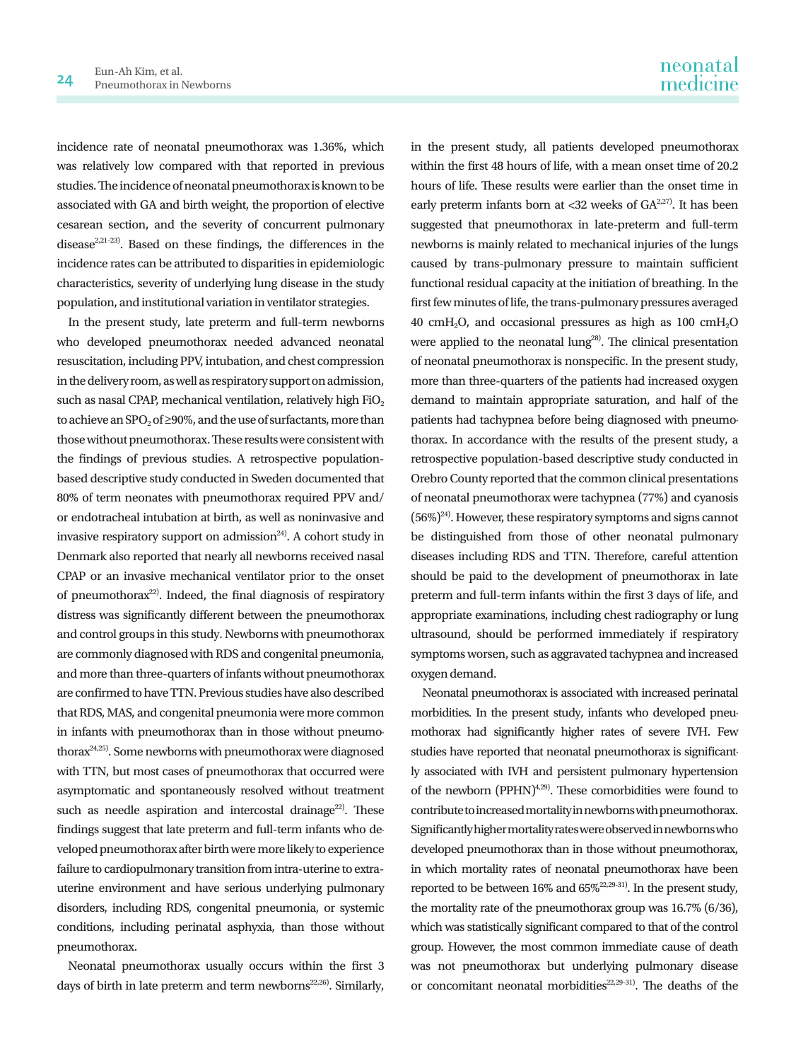incidence rate of neonatal pneumothorax was 1.36%, which was relatively low compared with that reported in previous studies. The incidence of neonatal pneumothorax is known to be associated with GA and birth weight, the proportion of elective cesarean section, and the severity of concurrent pulmonary disease[2,21-23]. Based on these findings, the differences in the incidence rates can be attributed to disparities in epidemiologic characteristics, severity of underlying lung disease in the study population, and institutional variation in ventilator strategies.

In the present study, late preterm and full-term newborns who developed pneumothorax needed advanced neonatal resuscitation, including PPV, intubation, and chest compression in the delivery room, as well as respiratory support on admission, such as nasal CPAP, mechanical ventilation, relatively high $FiO_2$ to achieve an $SPO_2$ of ≥90%, and the use of surfactants, more than those without pneumothorax. These results were consistent with the findings of previous studies. A retrospective population-based descriptive study conducted in Sweden documented that 80% of term neonates with pneumothorax required PPV and/or endotracheal intubation at birth, as well as noninvasive and invasive respiratory support on admission[24]. A cohort study in Denmark also reported that nearly all newborns received nasal CPAP or an invasive mechanical ventilator prior to the onset of pneumothorax[22]. Indeed, the final diagnosis of respiratory distress was significantly different between the pneumothorax and control groups in this study. Newborns with pneumothorax are commonly diagnosed with RDS and congenital pneumonia, and more than three-quarters of infants without pneumothorax are confirmed to have TTN. Previous studies have also described that RDS, MAS, and congenital pneumonia were more common in infants with pneumothorax than in those without pneumothorax[24,25]. Some newborns with pneumothorax were diagnosed with TTN, but most cases of pneumothorax that occurred were asymptomatic and spontaneously resolved without treatment such as needle aspiration and intercostal drainage[22]. These findings suggest that late preterm and full-term infants who developed pneumothorax after birth were more likely to experience failure to cardiopulmonary transition from intra-uterine to extra-uterine environment and have serious underlying pulmonary disorders, including RDS, congenital pneumonia, or systemic conditions, including perinatal asphyxia, than those without pneumothorax.

Neonatal pneumothorax usually occurs within the first 3 days of birth in late preterm and term newborns[22,26]. Similarly, in the present study, all patients developed pneumothorax within the first 48 hours of life, with a mean onset time of 20.2 hours of life. These results were earlier than the onset time in early preterm infants born at <32 weeks of GA[2,27]. It has been suggested that pneumothorax in late-preterm and full-term newborns is mainly related to mechanical injuries of the lungs caused by trans-pulmonary pressure to maintain sufficient functional residual capacity at the initiation of breathing. In the first few minutes of life, the trans-pulmonary pressures averaged 40 $cmH_2O$, and occasional pressures as high as 100 $cmH_2O$ were applied to the neonatal lung[28]. The clinical presentation of neonatal pneumothorax is nonspecific. In the present study, more than three-quarters of the patients had increased oxygen demand to maintain appropriate saturation, and half of the patients had tachypnea before being diagnosed with pneumothorax. In accordance with the results of the present study, a retrospective population-based descriptive study conducted in Orebro County reported that the common clinical presentations of neonatal pneumothorax were tachypnea (77%) and cyanosis (56%)[24]. However, these respiratory symptoms and signs cannot be distinguished from those of other neonatal pulmonary diseases including RDS and TTN. Therefore, careful attention should be paid to the development of pneumothorax in late preterm and full-term infants within the first 3 days of life, and appropriate examinations, including chest radiography or lung ultrasound, should be performed immediately if respiratory symptoms worsen, such as aggravated tachypnea and increased oxygen demand.

Neonatal pneumothorax is associated with increased perinatal morbidities. In the present study, infants who developed pneumothorax had significantly higher rates of severe IVH. Few studies have reported that neonatal pneumothorax is significantly associated with IVH and persistent pulmonary hypertension of the newborn (PPHN)[4,29]. These comorbidities were found to contribute to increased mortality in newborns with pneumothorax. Significantly higher mortality rates were observed in newborns who developed pneumothorax than in those without pneumothorax, in which mortality rates of neonatal pneumothorax have been reported to be between 16% and 65%[22,29-31]. In the present study, the mortality rate of the pneumothorax group was 16.7% (6/36), which was statistically significant compared to that of the control group. However, the most common immediate cause of death was not pneumothorax but underlying pulmonary disease or concomitant neonatal morbidities[22,29-31]. The deaths of the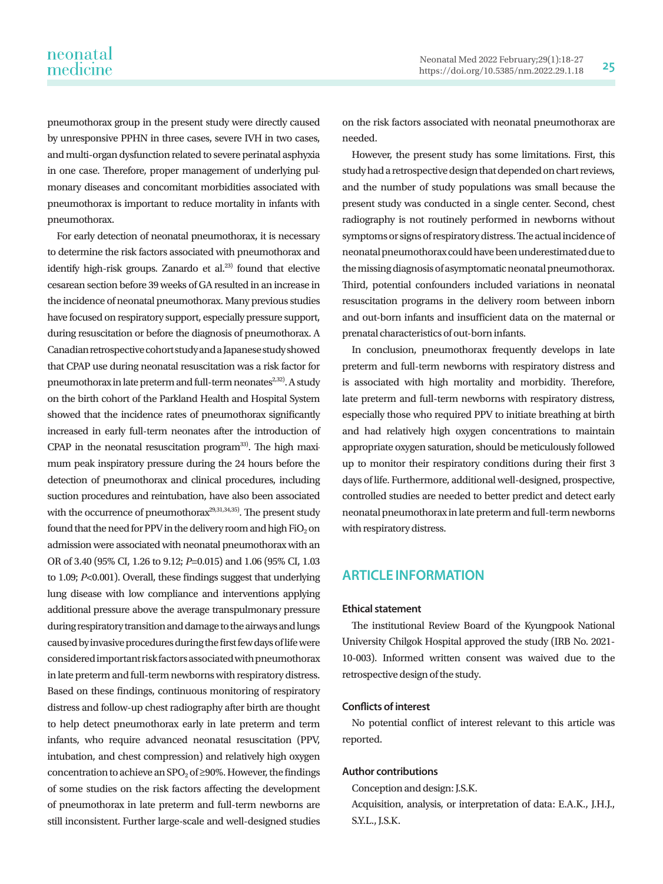pneumothorax group in the present study were directly caused by unresponsive PPHN in three cases, severe IVH in two cases, and multi-organ dysfunction related to severe perinatal asphyxia in one case. Therefore, proper management of underlying pulmonary diseases and concomitant morbidities associated with pneumothorax is important to reduce mortality in infants with pneumothorax.

For early detection of neonatal pneumothorax, it is necessary to determine the risk factors associated with pneumothorax and identify high-risk groups. Zanardo et al.[23] found that elective cesarean section before 39 weeks of GA resulted in an increase in the incidence of neonatal pneumothorax. Many previous studies have focused on respiratory support, especially pressure support, during resuscitation or before the diagnosis of pneumothorax. A Canadian retrospective cohort study and a Japanese study showed that CPAP use during neonatal resuscitation was a risk factor for pneumothorax in late preterm and full-term neonates[2,32]. A study on the birth cohort of the Parkland Health and Hospital System showed that the incidence rates of pneumothorax significantly increased in early full-term neonates after the introduction of CPAP in the neonatal resuscitation program[33]. The high maximum peak inspiratory pressure during the 24 hours before the detection of pneumothorax and clinical procedures, including suction procedures and reintubation, have also been associated with the occurrence of pneumothorax[29,31,34,35]. The present study found that the need for PPV in the delivery room and high $FiO_2$ on admission were associated with neonatal pneumothorax with an OR of 3.40 (95% CI, 1.26 to 9.12; *P*=0.015) and 1.06 (95% CI, 1.03 to 1.09; *P*<0.001). Overall, these findings suggest that underlying lung disease with low compliance and interventions applying additional pressure above the average transpulmonary pressure during respiratory transition and damage to the airways and lungs caused by invasive procedures during the first few days of life were considered important risk factors associated with pneumothorax in late preterm and full-term newborns with respiratory distress. Based on these findings, continuous monitoring of respiratory distress and follow-up chest radiography after birth are thought to help detect pneumothorax early in late preterm and term infants, who require advanced neonatal resuscitation (PPV, intubation, and chest compression) and relatively high oxygen concentration to achieve an $SPO_2$ of ≥90%. However, the findings of some studies on the risk factors affecting the development of pneumothorax in late preterm and full-term newborns are still inconsistent. Further large-scale and well-designed studies on the risk factors associated with neonatal pneumothorax are needed.

However, the present study has some limitations. First, this study had a retrospective design that depended on chart reviews, and the number of study populations was small because the present study was conducted in a single center. Second, chest radiography is not routinely performed in newborns without symptoms or signs of respiratory distress. The actual incidence of neonatal pneumothorax could have been underestimated due to the missing diagnosis of asymptomatic neonatal pneumothorax. Third, potential confounders included variations in neonatal resuscitation programs in the delivery room between inborn and out-born infants and insufficient data on the maternal or prenatal characteristics of out-born infants.

In conclusion, pneumothorax frequently develops in late preterm and full-term newborns with respiratory distress and is associated with high mortality and morbidity. Therefore, late preterm and full-term newborns with respiratory distress, especially those who required PPV to initiate breathing at birth and had relatively high oxygen concentrations to maintain appropriate oxygen saturation, should be meticulously followed up to monitor their respiratory conditions during their first 3 days of life. Furthermore, additional well-designed, prospective, controlled studies are needed to better predict and detect early neonatal pneumothorax in late preterm and full-term newborns with respiratory distress.

## ARTICLE INFORMATION

### Ethical statement

The institutional Review Board of the Kyungpook National University Chilgok Hospital approved the study (IRB No. 2021-10-003). Informed written consent was waived due to the retrospective design of the study.

### Conflicts of interest

No potential conflict of interest relevant to this article was reported.

### Author contributions

Conception and design: J.S.K.

Acquisition, analysis, or interpretation of data: E.A.K., J.H.J., S.Y.L., J.S.K.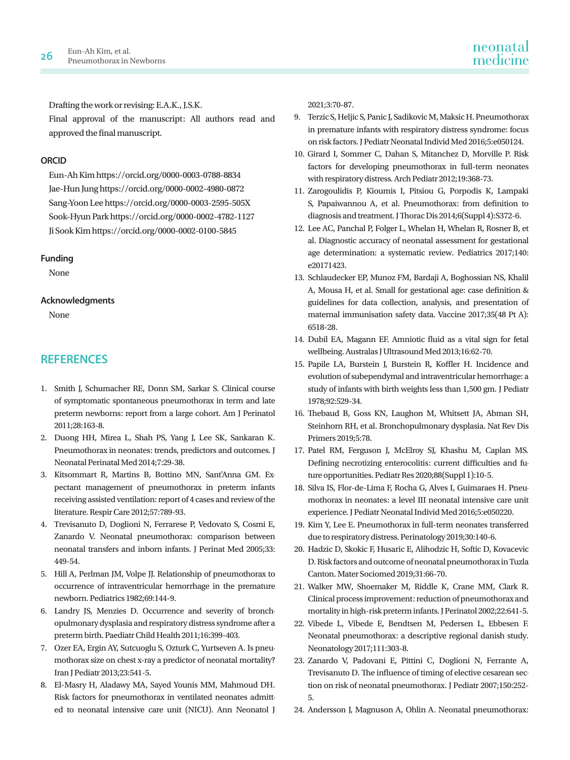Drafting the work or revising: E.A.K., J.S.K.

Final approval of the manuscript: All authors read and approved the final manuscript.

## ORCID

Eun-Ah Kim https://orcid.org/0000-0003-0788-8834
Jae-Hun Jung https://orcid.org/0000-0002-4980-0872
Sang-Yoon Lee https://orcid.org/0000-0003-2595-505X
Sook-Hyun Park https://orcid.org/0000-0002-4782-1127
Ji Sook Kim https://orcid.org/0000-0002-0100-5845

## Funding

None

## Acknowledgments

None

## REFERENCES

1. Smith J, Schumacher RE, Donn SM, Sarkar S. Clinical course of symptomatic spontaneous pneumothorax in term and late preterm newborns: report from a large cohort. Am J Perinatol 2011;28:163-8.
2. Duong HH, Mirea L, Shah PS, Yang J, Lee SK, Sankaran K. Pneumothorax in neonates: trends, predictors and outcomes. J Neonatal Perinatal Med 2014;7:29-38.
3. Kitsommart R, Martins B, Bottino MN, Sant'Anna GM. Expectant management of pneumothorax in preterm infants receiving assisted ventilation: report of 4 cases and review of the literature. Respir Care 2012;57:789-93.
4. Trevisanuto D, Doglioni N, Ferrarese P, Vedovato S, Cosmi E, Zanardo V. Neonatal pneumothorax: comparison between neonatal transfers and inborn infants. J Perinat Med 2005;33:449-54.
5. Hill A, Perlman JM, Volpe JJ. Relationship of pneumothorax to occurrence of intraventricular hemorrhage in the premature newborn. Pediatrics 1982;69:144-9.
6. Landry JS, Menzies D. Occurrence and severity of bronchopulmonary dysplasia and respiratory distress syndrome after a preterm birth. Paediatr Child Health 2011;16:399-403.
7. Ozer EA, Ergin AY, Sutcuoglu S, Ozturk C, Yurtseven A. Is pneumothorax size on chest x-ray a predictor of neonatal mortality? Iran J Pediatr 2013;23:541-5.
8. El-Masry H, Aladawy MA, Sayed Younis MM, Mahmoud DH. Risk factors for pneumothorax in ventilated neonates admitted to neonatal intensive care unit (NICU). Ann Neonatol J 2021;3:70-87.
9. Terzic S, Heljic S, Panic J, Sadikovic M, Maksic H. Pneumothorax in premature infants with respiratory distress syndrome: focus on risk factors. J Pediatr Neonatal Individ Med 2016;5:e050124.
10. Girard I, Sommer C, Dahan S, Mitanchez D, Morville P. Risk factors for developing pneumothorax in full-term neonates with respiratory distress. Arch Pediatr 2012;19:368-73.
11. Zarogoulidis P, Kioumis I, Pitsiou G, Porpodis K, Lampaki S, Papaiwannou A, et al. Pneumothorax: from definition to diagnosis and treatment. J Thorac Dis 2014;6(Suppl 4):S372-6.
12. Lee AC, Panchal P, Folger L, Whelan H, Whelan R, Rosner B, et al. Diagnostic accuracy of neonatal assessment for gestational age determination: a systematic review. Pediatrics 2017;140:e20171423.
13. Schlaudecker EP, Munoz FM, Bardaji A, Boghossian NS, Khalil A, Mousa H, et al. Small for gestational age: case definition & guidelines for data collection, analysis, and presentation of maternal immunisation safety data. Vaccine 2017;35(48 Pt A):6518-28.
14. Dubil EA, Magann EF. Amniotic fluid as a vital sign for fetal wellbeing. Australas J Ultrasound Med 2013;16:62-70.
15. Papile LA, Burstein J, Burstein R, Koffler H. Incidence and evolution of subependymal and intraventricular hemorrhage: a study of infants with birth weights less than 1,500 gm. J Pediatr 1978;92:529-34.
16. Thébaud B, Goss KN, Laughon M, Whitsett JA, Abman SH, Steinhorn RH, et al. Bronchopulmonary dysplasia. Nat Rev Dis Primers 2019;5:78.
17. Patel RM, Ferguson J, McElroy SJ, Khashu M, Caplan MS. Defining necrotizing enterocolitis: current difficulties and future opportunities. Pediatr Res 2020;88(Suppl 1):10-5.
18. Silva IS, Flor-de-Lima F, Rocha G, Alves I, Guimaraes H. Pneumothorax in neonates: a level III neonatal intensive care unit experience. J Pediatr Neonatal Individ Med 2016;5:e050220.
19. Kim Y, Lee E. Pneumothorax in full-term neonates transferred due to respiratory distress. Perinatology 2019;30:140-6.
20. Hadzic D, Skokic F, Husaric E, Alihodzic H, Softic D, Kovacevic D. Risk factors and outcome of neonatal pneumothorax in Tuzla Canton. Mater Sociomed 2019;31:66-70.
21. Walker MW, Shoemaker M, Riddle K, Crane MM, Clark R. Clinical process improvement: reduction of pneumothorax and mortality in high-risk preterm infants. J Perinatol 2002;22:641-5.
22. Vibede L, Vibede E, Bendtsen M, Pedersen L, Ebbesen F. Neonatal pneumothorax: a descriptive regional danish study. Neonatology 2017;111:303-8.
23. Zanardo V, Padovani E, Pittini C, Doglioni N, Ferrante A, Trevisanuto D. The influence of timing of elective cesarean section on risk of neonatal pneumothorax. J Pediatr 2007;150:252-5.
24. Andersson J, Magnuson A, Ohlin A. Neonatal pneumothorax: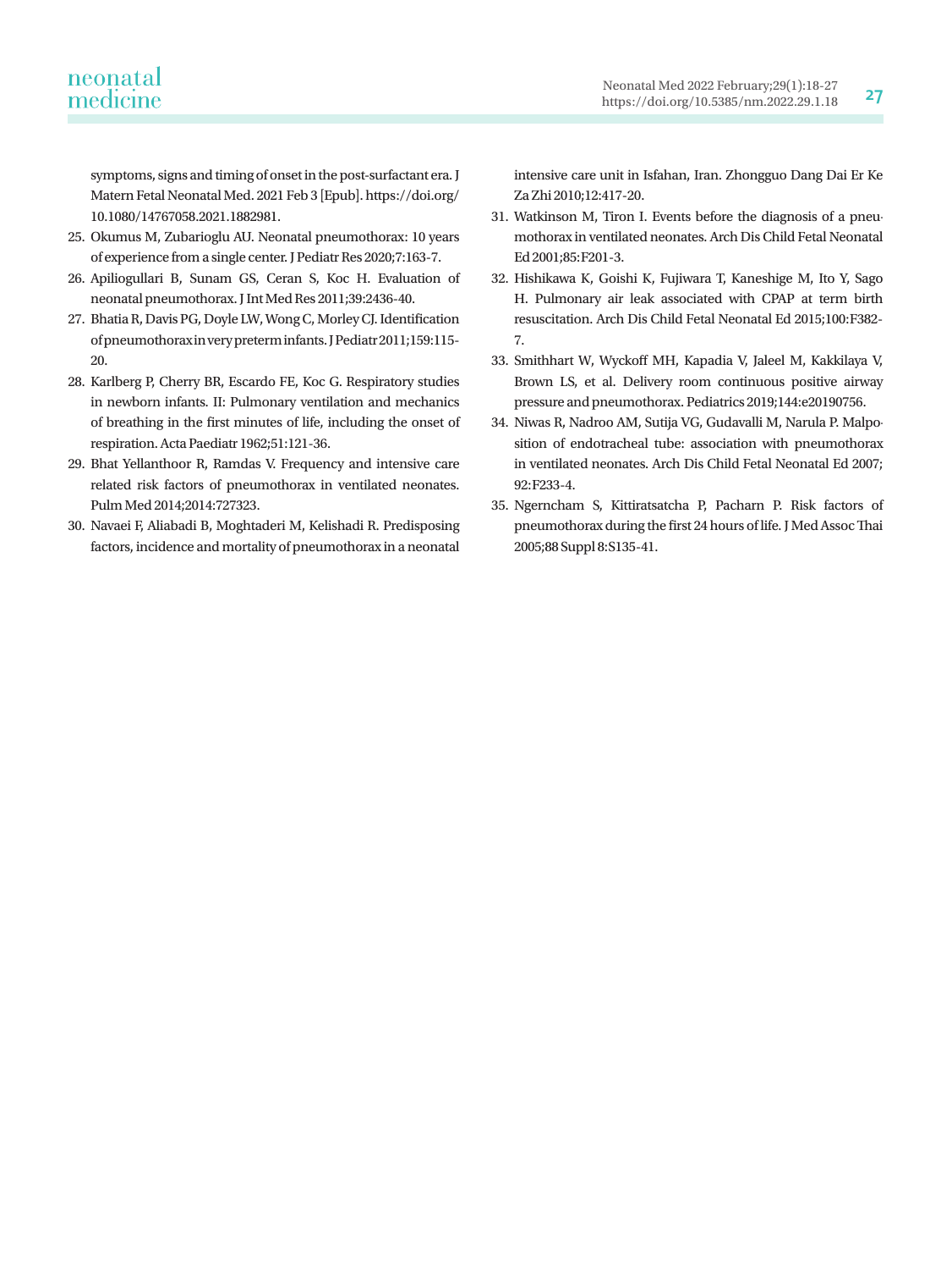symptoms, signs and timing of onset in the post-surfactant era. J Matern Fetal Neonatal Med. 2021 Feb 3 [Epub]. https://doi.org/10.1080/14767058.2021.1882981.

25. Okumus M, Zubarioglu AU. Neonatal pneumothorax: 10 years of experience from a single center. J Pediatr Res 2020;7:163-7.
26. Apiliogullari B, Sunam GS, Ceran S, Koc H. Evaluation of neonatal pneumothorax. J Int Med Res 2011;39:2436-40.
27. Bhatia R, Davis PG, Doyle LW, Wong C, Morley CJ. Identification of pneumothorax in very preterm infants. J Pediatr 2011;159:115-20.
28. Karlberg P, Cherry BR, Escardo FE, Koc G. Respiratory studies in newborn infants. II: Pulmonary ventilation and mechanics of breathing in the first minutes of life, including the onset of respiration. Acta Paediatr 1962;51:121-36.
29. Bhat Yellanthoor R, Ramdas V. Frequency and intensive care related risk factors of pneumothorax in ventilated neonates. Pulm Med 2014;2014:727323.
30. Navaei F, Aliabadi B, Moghtaderi M, Kelishadi R. Predisposing factors, incidence and mortality of pneumothorax in a neonatal intensive care unit in Isfahan, Iran. Zhongguo Dang Dai Er Ke Za Zhi 2010;12:417-20.
31. Watkinson M, Tiron I. Events before the diagnosis of a pneumothorax in ventilated neonates. Arch Dis Child Fetal Neonatal Ed 2001;85:F201-3.
32. Hishikawa K, Goishi K, Fujiwara T, Kaneshige M, Ito Y, Sago H. Pulmonary air leak associated with CPAP at term birth resuscitation. Arch Dis Child Fetal Neonatal Ed 2015;100:F382-7.
33. Smithhart W, Wyckoff MH, Kapadia V, Jaleel M, Kakkilaya V, Brown LS, et al. Delivery room continuous positive airway pressure and pneumothorax. Pediatrics 2019;144:e20190756.
34. Niwas R, Nadroo AM, Sutija VG, Gudavalli M, Narula P. Malposition of endotracheal tube: association with pneumothorax in ventilated neonates. Arch Dis Child Fetal Neonatal Ed 2007;92:F233-4.
35. Ngerncham S, Kittiratsatcha P, Pacharn P. Risk factors of pneumothorax during the first 24 hours of life. J Med Assoc Thai 2005;88 Suppl 8:S135-41.